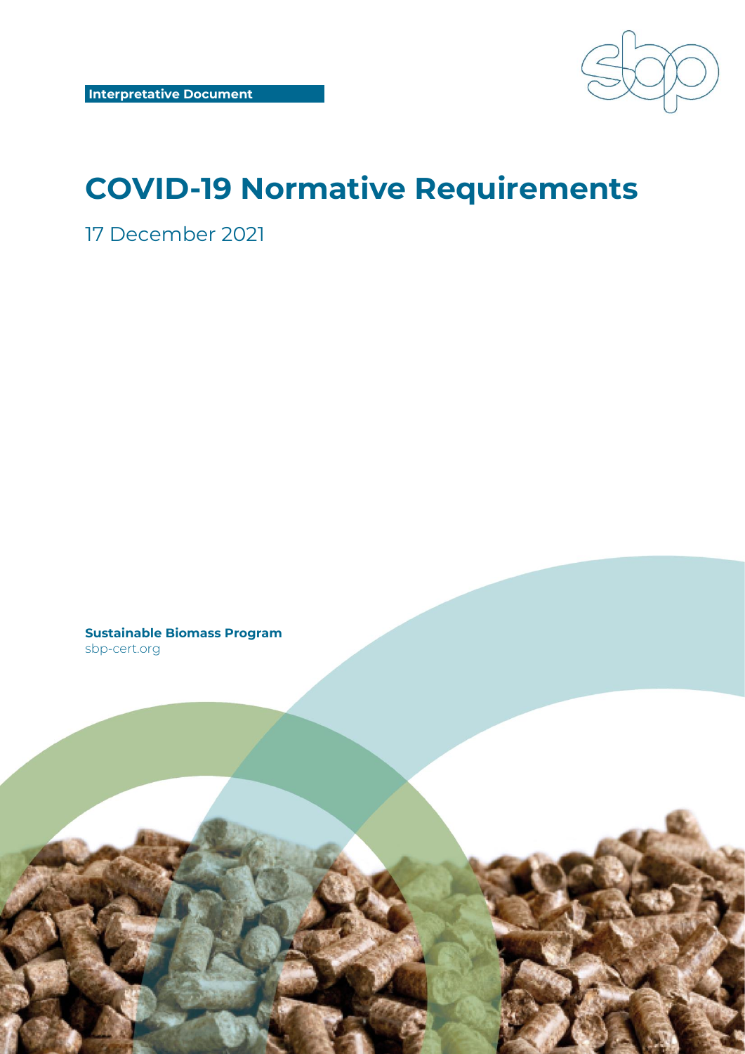**Interpretative Document**

# COVID-19 Normative Requirements

17 December 2021

**Sustainable Biomass Program**
sbp-cert.org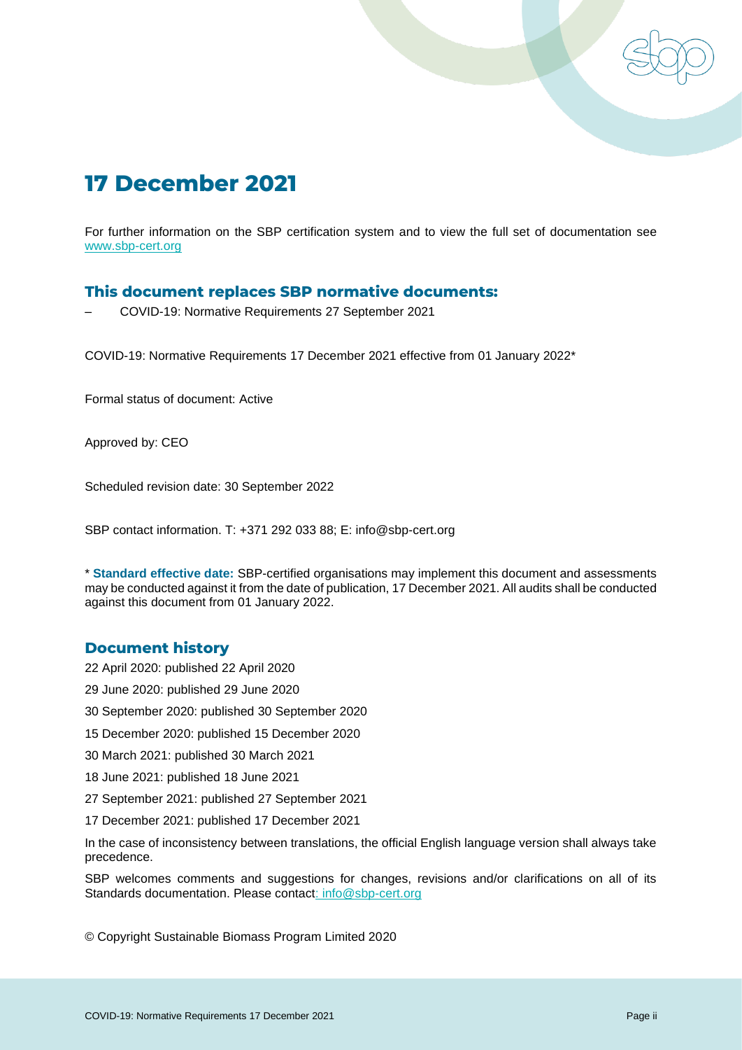# 17 December 2021

For further information on the SBP certification system and to view the full set of documentation see [www.sbp-cert.org](www.sbp-cert.org)

## This document replaces SBP normative documents:

– COVID-19: Normative Requirements 27 September 2021

COVID-19: Normative Requirements 17 December 2021 effective from 01 January 2022*

Formal status of document: Active

Approved by: CEO

Scheduled revision date: 30 September 2022

SBP contact information. T: +371 292 033 88; E: info@sbp-cert.org

* **Standard effective date:** SBP-certified organisations may implement this document and assessments may be conducted against it from the date of publication, 17 December 2021. All audits shall be conducted against this document from 01 January 2022.

## Document history

22 April 2020: published 22 April 2020

29 June 2020: published 29 June 2020

30 September 2020: published 30 September 2020

15 December 2020: published 15 December 2020

30 March 2021: published 30 March 2021

18 June 2021: published 18 June 2021

27 September 2021: published 27 September 2021

17 December 2021: published 17 December 2021

In the case of inconsistency between translations, the official English language version shall always take precedence.

SBP welcomes comments and suggestions for changes, revisions and/or clarifications on all of its Standards documentation. Please contact: info@sbp-cert.org

© Copyright Sustainable Biomass Program Limited 2020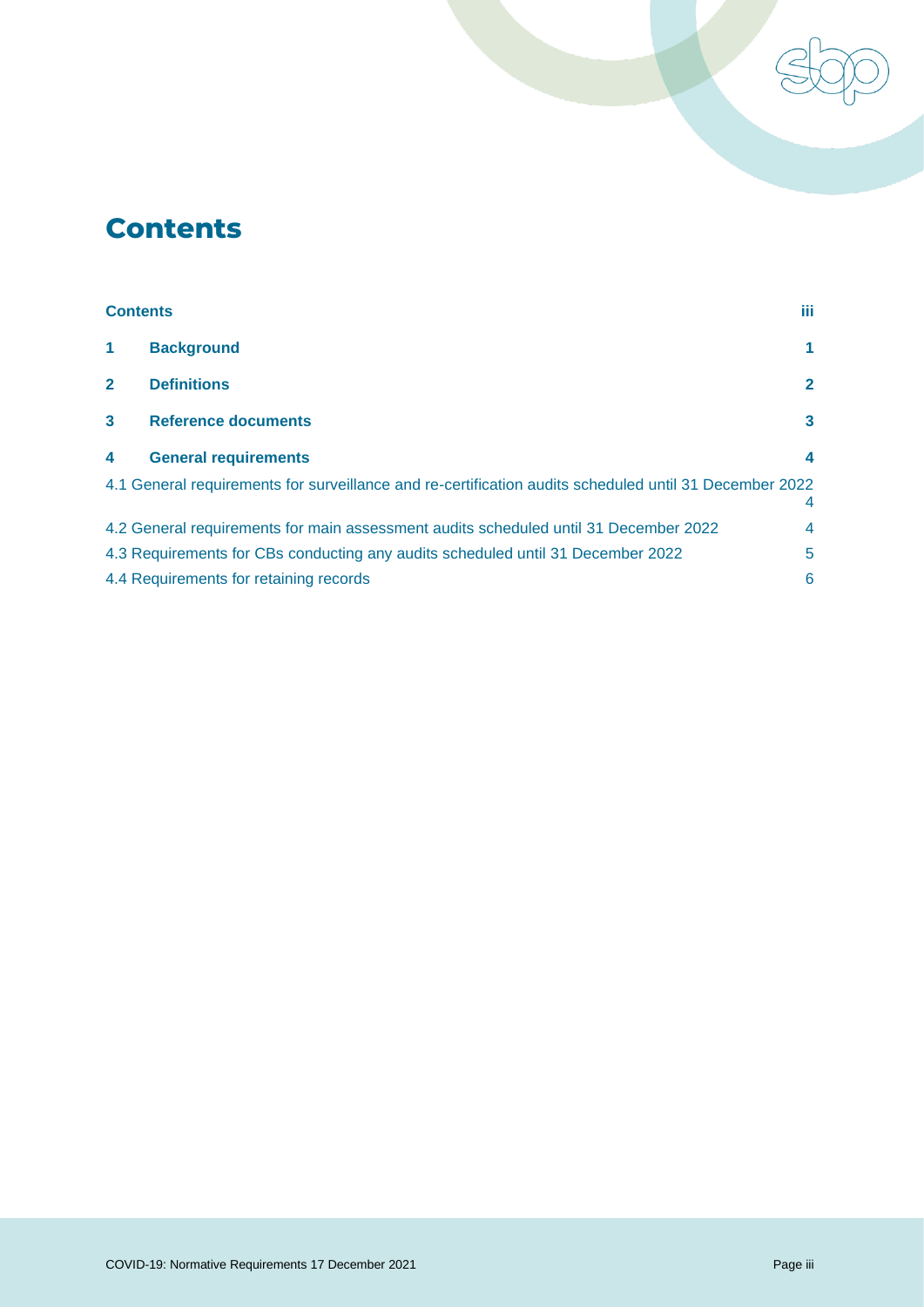# Contents

| | | |
|---|---|---|
| **Contents** | | **iii** |
| **1** | **Background** | **1** |
| **2** | **Definitions** | **2** |
| **3** | **Reference documents** | **3** |
| **4** | **General requirements** | **4** |
| 4.1 General requirements for surveillance and re-certification audits scheduled until 31 December 2022 | | 4 |
| 4.2 General requirements for main assessment audits scheduled until 31 December 2022 | | 4 |
| 4.3 Requirements for CBs conducting any audits scheduled until 31 December 2022 | | 5 |
| 4.4 Requirements for retaining records | | 6 |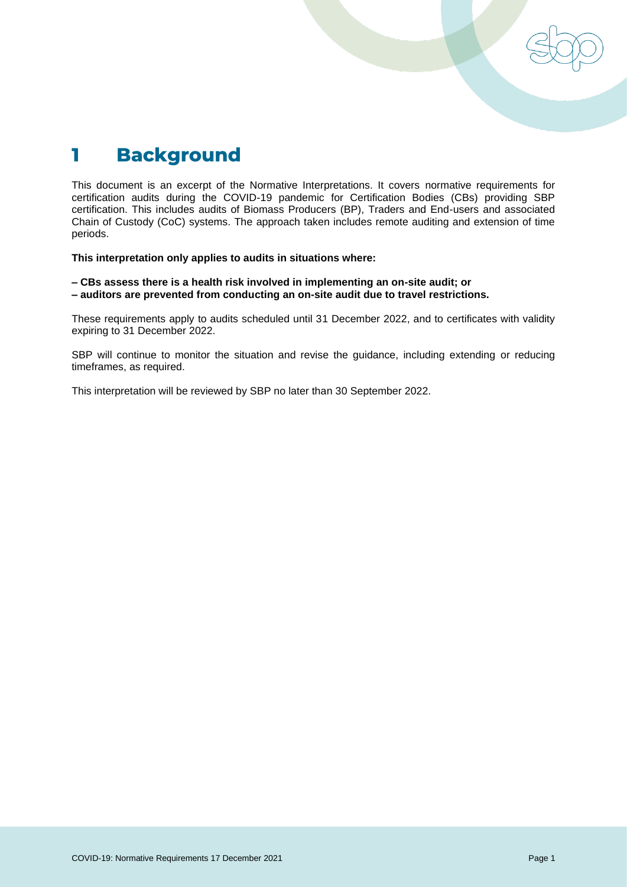# 1 Background

This document is an excerpt of the Normative Interpretations. It covers normative requirements for certification audits during the COVID-19 pandemic for Certification Bodies (CBs) providing SBP certification. This includes audits of Biomass Producers (BP), Traders and End-users and associated Chain of Custody (CoC) systems. The approach taken includes remote auditing and extension of time periods.

**This interpretation only applies to audits in situations where:**

**– CBs assess there is a health risk involved in implementing an on-site audit; or**
**– auditors are prevented from conducting an on-site audit due to travel restrictions.**

These requirements apply to audits scheduled until 31 December 2022, and to certificates with validity expiring to 31 December 2022.

SBP will continue to monitor the situation and revise the guidance, including extending or reducing timeframes, as required.

This interpretation will be reviewed by SBP no later than 30 September 2022.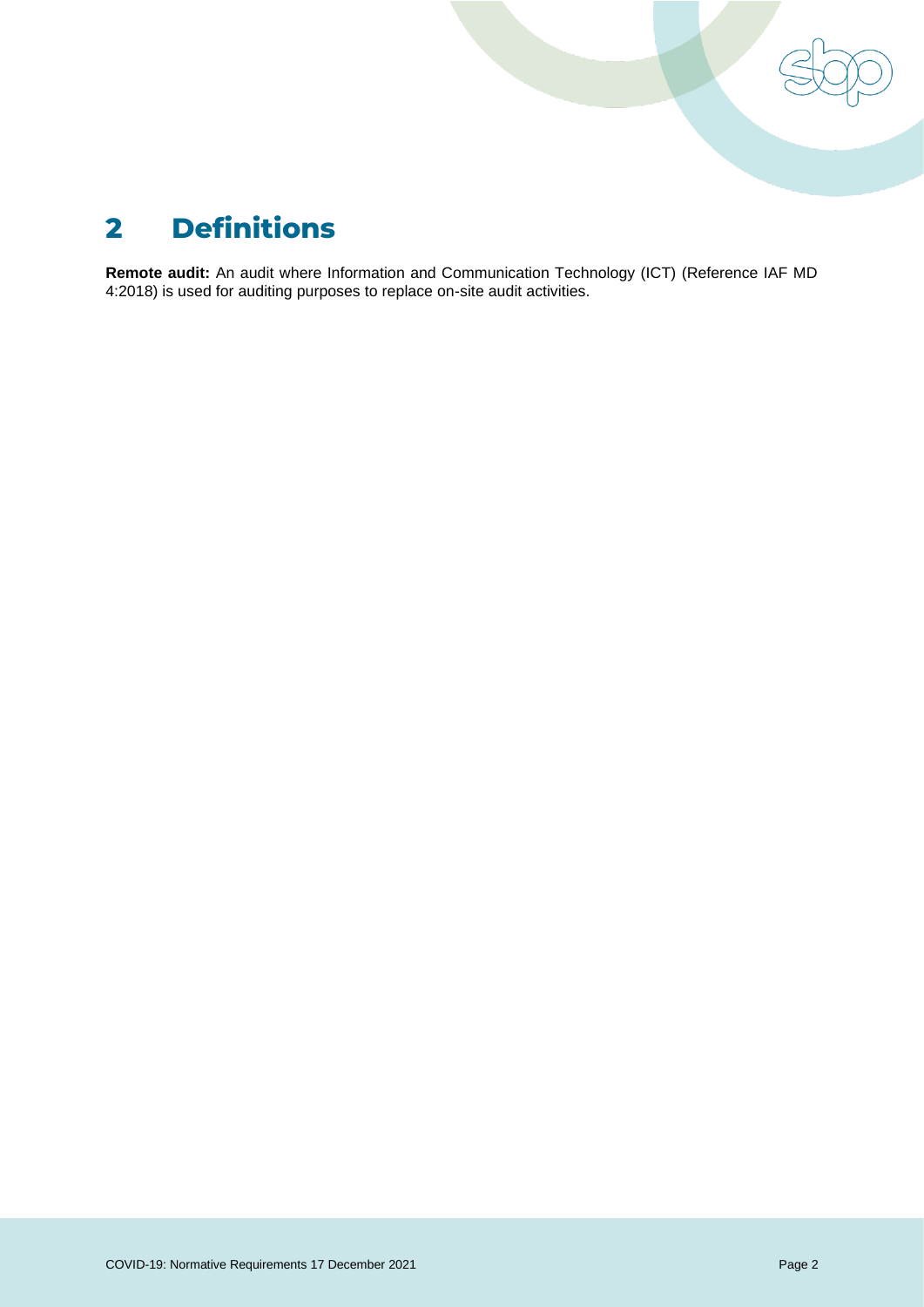# 2 Definitions

**Remote audit:** An audit where Information and Communication Technology (ICT) (Reference IAF MD 4:2018) is used for auditing purposes to replace on-site audit activities.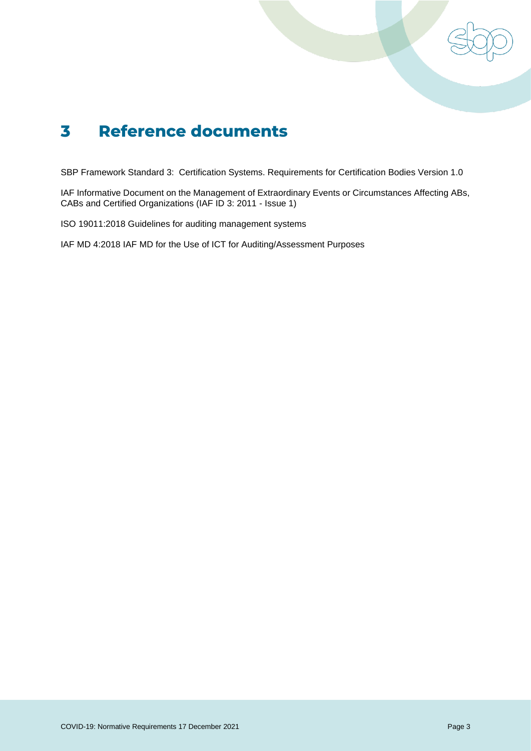# 3 Reference documents

SBP Framework Standard 3: Certification Systems. Requirements for Certification Bodies Version 1.0

IAF Informative Document on the Management of Extraordinary Events or Circumstances Affecting ABs, CABs and Certified Organizations (IAF ID 3: 2011 - Issue 1)

ISO 19011:2018 Guidelines for auditing management systems

IAF MD 4:2018 IAF MD for the Use of ICT for Auditing/Assessment Purposes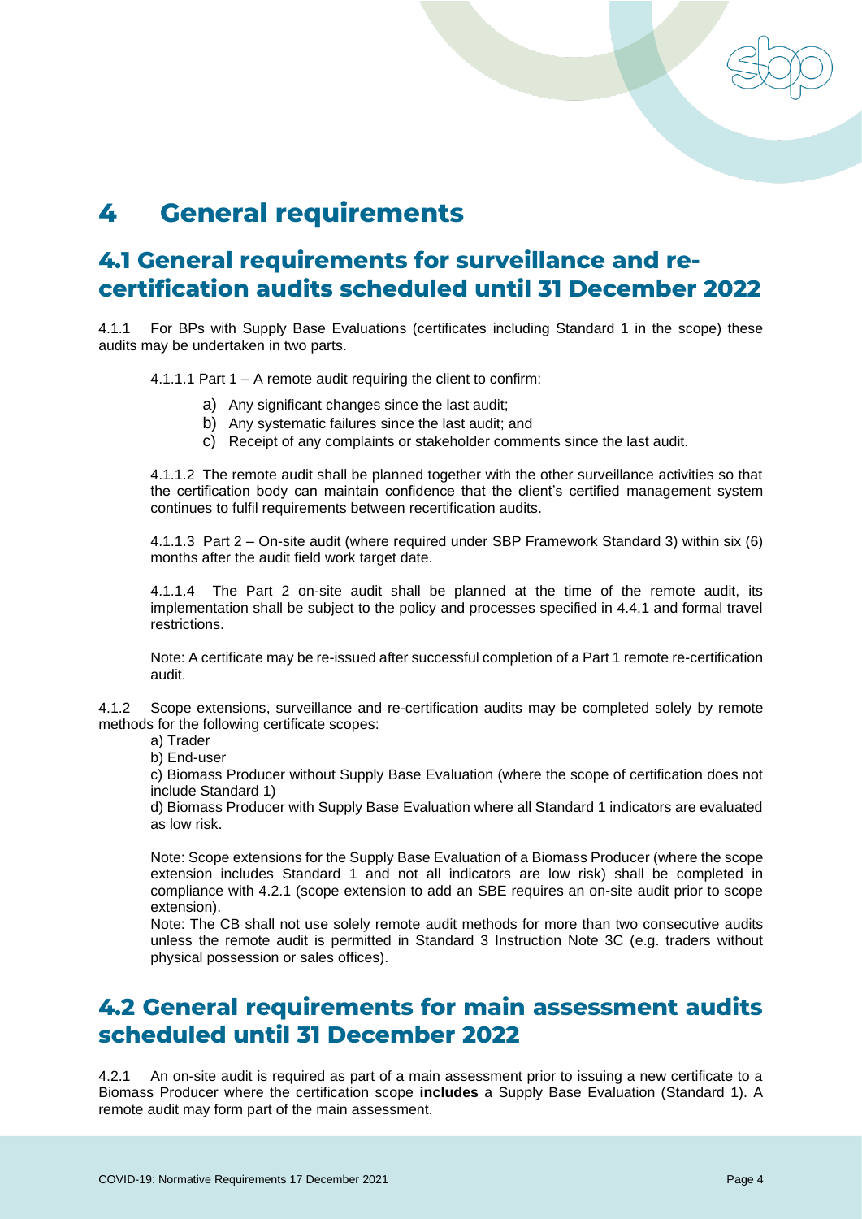# 4 General requirements

## 4.1 General requirements for surveillance and re-certification audits scheduled until 31 December 2022

4.1.1 For BPs with Supply Base Evaluations (certificates including Standard 1 in the scope) these audits may be undertaken in two parts.

4.1.1.1 Part 1 – A remote audit requiring the client to confirm:

a) Any significant changes since the last audit;
b) Any systematic failures since the last audit; and
c) Receipt of any complaints or stakeholder comments since the last audit.

4.1.1.2 The remote audit shall be planned together with the other surveillance activities so that the certification body can maintain confidence that the client's certified management system continues to fulfil requirements between recertification audits.

4.1.1.3 Part 2 – On-site audit (where required under SBP Framework Standard 3) within six (6) months after the audit field work target date.

4.1.1.4 The Part 2 on-site audit shall be planned at the time of the remote audit, its implementation shall be subject to the policy and processes specified in 4.4.1 and formal travel restrictions.

Note: A certificate may be re-issued after successful completion of a Part 1 remote re-certification audit.

4.1.2 Scope extensions, surveillance and re-certification audits may be completed solely by remote methods for the following certificate scopes:

a) Trader
b) End-user
c) Biomass Producer without Supply Base Evaluation (where the scope of certification does not include Standard 1)
d) Biomass Producer with Supply Base Evaluation where all Standard 1 indicators are evaluated as low risk.

Note: Scope extensions for the Supply Base Evaluation of a Biomass Producer (where the scope extension includes Standard 1 and not all indicators are low risk) shall be completed in compliance with 4.2.1 (scope extension to add an SBE requires an on-site audit prior to scope extension).
Note: The CB shall not use solely remote audit methods for more than two consecutive audits unless the remote audit is permitted in Standard 3 Instruction Note 3C (e.g. traders without physical possession or sales offices).

## 4.2 General requirements for main assessment audits scheduled until 31 December 2022

4.2.1 An on-site audit is required as part of a main assessment prior to issuing a new certificate to a Biomass Producer where the certification scope **includes** a Supply Base Evaluation (Standard 1). A remote audit may form part of the main assessment.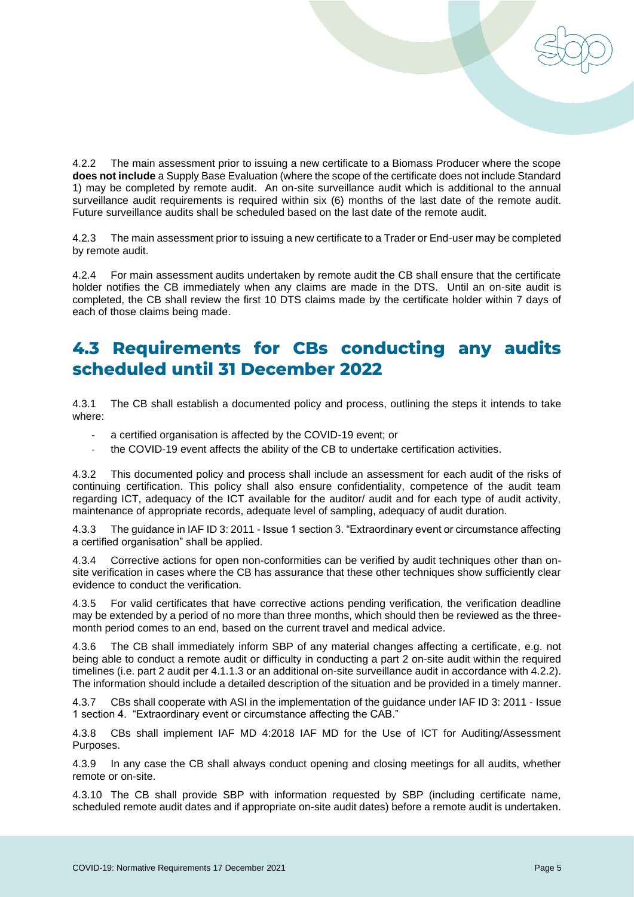4.2.2 The main assessment prior to issuing a new certificate to a Biomass Producer where the scope **does not include** a Supply Base Evaluation (where the scope of the certificate does not include Standard 1) may be completed by remote audit. An on-site surveillance audit which is additional to the annual surveillance audit requirements is required within six (6) months of the last date of the remote audit. Future surveillance audits shall be scheduled based on the last date of the remote audit.

4.2.3 The main assessment prior to issuing a new certificate to a Trader or End-user may be completed by remote audit.

4.2.4 For main assessment audits undertaken by remote audit the CB shall ensure that the certificate holder notifies the CB immediately when any claims are made in the DTS. Until an on-site audit is completed, the CB shall review the first 10 DTS claims made by the certificate holder within 7 days of each of those claims being made.

## 4.3 Requirements for CBs conducting any audits scheduled until 31 December 2022

4.3.1 The CB shall establish a documented policy and process, outlining the steps it intends to take where:

- a certified organisation is affected by the COVID-19 event; or
- the COVID-19 event affects the ability of the CB to undertake certification activities.

4.3.2 This documented policy and process shall include an assessment for each audit of the risks of continuing certification. This policy shall also ensure confidentiality, competence of the audit team regarding ICT, adequacy of the ICT available for the auditor/ audit and for each type of audit activity, maintenance of appropriate records, adequate level of sampling, adequacy of audit duration.

4.3.3 The guidance in IAF ID 3: 2011 - Issue 1 section 3. "Extraordinary event or circumstance affecting a certified organisation" shall be applied.

4.3.4 Corrective actions for open non-conformities can be verified by audit techniques other than on-site verification in cases where the CB has assurance that these other techniques show sufficiently clear evidence to conduct the verification.

4.3.5 For valid certificates that have corrective actions pending verification, the verification deadline may be extended by a period of no more than three months, which should then be reviewed as the three-month period comes to an end, based on the current travel and medical advice.

4.3.6 The CB shall immediately inform SBP of any material changes affecting a certificate, e.g. not being able to conduct a remote audit or difficulty in conducting a part 2 on-site audit within the required timelines (i.e. part 2 audit per 4.1.1.3 or an additional on-site surveillance audit in accordance with 4.2.2). The information should include a detailed description of the situation and be provided in a timely manner.

4.3.7 CBs shall cooperate with ASI in the implementation of the guidance under IAF ID 3: 2011 - Issue 1 section 4. "Extraordinary event or circumstance affecting the CAB."

4.3.8 CBs shall implement IAF MD 4:2018 IAF MD for the Use of ICT for Auditing/Assessment Purposes.

4.3.9 In any case the CB shall always conduct opening and closing meetings for all audits, whether remote or on-site.

4.3.10 The CB shall provide SBP with information requested by SBP (including certificate name, scheduled remote audit dates and if appropriate on-site audit dates) before a remote audit is undertaken.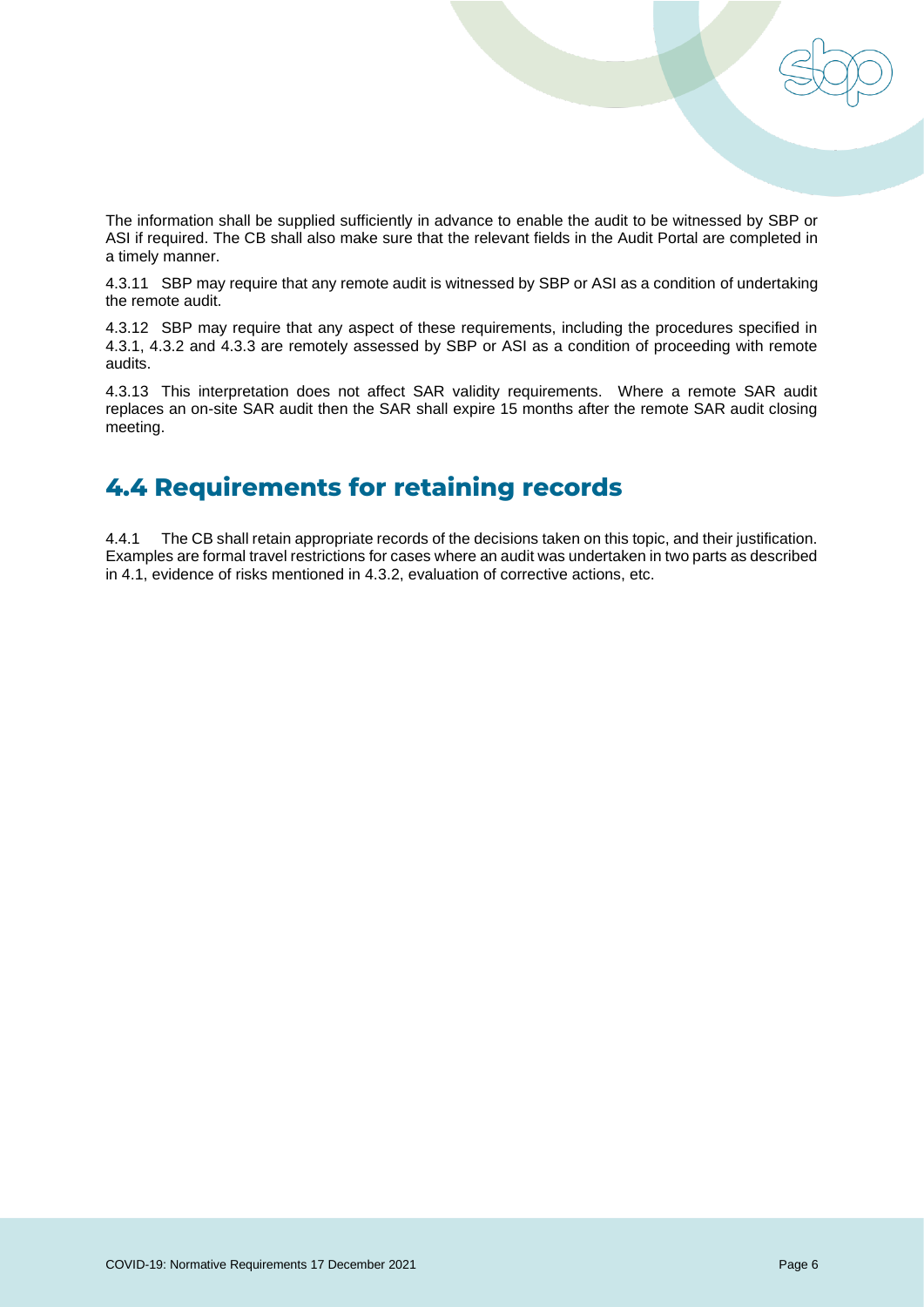The information shall be supplied sufficiently in advance to enable the audit to be witnessed by SBP or ASI if required. The CB shall also make sure that the relevant fields in the Audit Portal are completed in a timely manner.

4.3.11 SBP may require that any remote audit is witnessed by SBP or ASI as a condition of undertaking the remote audit.

4.3.12 SBP may require that any aspect of these requirements, including the procedures specified in 4.3.1, 4.3.2 and 4.3.3 are remotely assessed by SBP or ASI as a condition of proceeding with remote audits.

4.3.13 This interpretation does not affect SAR validity requirements. Where a remote SAR audit replaces an on-site SAR audit then the SAR shall expire 15 months after the remote SAR audit closing meeting.

## 4.4 Requirements for retaining records

4.4.1 The CB shall retain appropriate records of the decisions taken on this topic, and their justification. Examples are formal travel restrictions for cases where an audit was undertaken in two parts as described in 4.1, evidence of risks mentioned in 4.3.2, evaluation of corrective actions, etc.